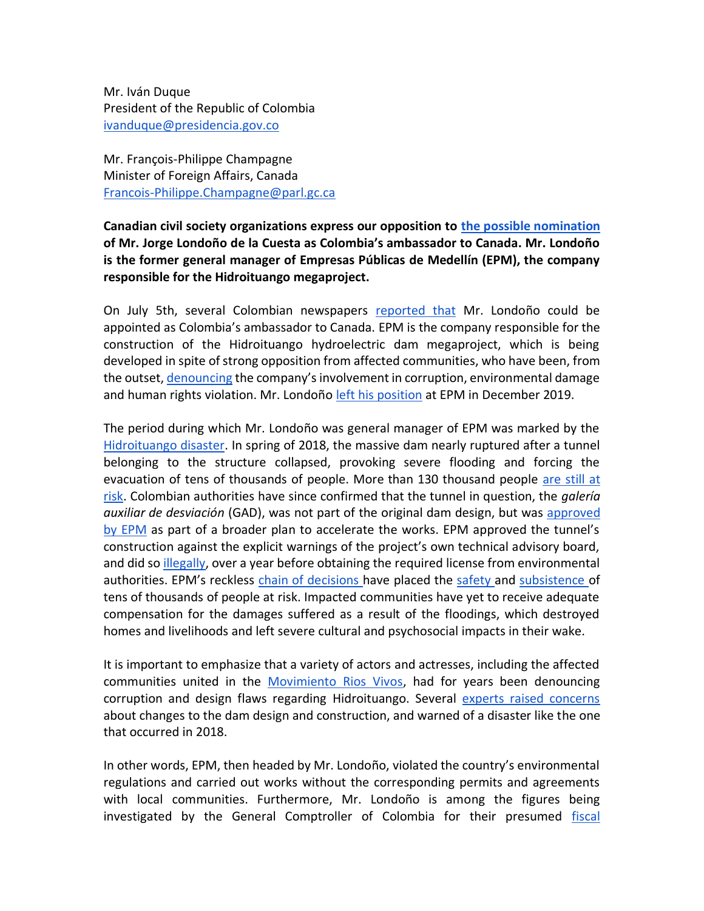Mr. Iván Duque
President of the Republic of Colombia
ivanduque@presidencia.gov.co

Mr. François-Philippe Champagne
Minister of Foreign Affairs, Canada
Francois-Philippe.Champagne@parl.gc.ca

**Canadian civil society organizations express our opposition to the possible nomination of Mr. Jorge Londoño de la Cuesta as Colombia's ambassador to Canada. Mr. Londoño is the former general manager of Empresas Públicas de Medellín (EPM), the company responsible for the Hidroituango megaproject.**

On July 5th, several Colombian newspapers reported that Mr. Londoño could be appointed as Colombia's ambassador to Canada. EPM is the company responsible for the construction of the Hidroituango hydroelectric dam megaproject, which is being developed in spite of strong opposition from affected communities, who have been, from the outset, denouncing the company's involvement in corruption, environmental damage and human rights violation. Mr. Londoño left his position at EPM in December 2019.

The period during which Mr. Londoño was general manager of EPM was marked by the Hidroituango disaster. In spring of 2018, the massive dam nearly ruptured after a tunnel belonging to the structure collapsed, provoking severe flooding and forcing the evacuation of tens of thousands of people. More than 130 thousand people are still at risk. Colombian authorities have since confirmed that the tunnel in question, the *galería auxiliar de desviación* (GAD), was not part of the original dam design, but was approved by EPM as part of a broader plan to accelerate the works. EPM approved the tunnel's construction against the explicit warnings of the project's own technical advisory board, and did so illegally, over a year before obtaining the required license from environmental authorities. EPM's reckless chain of decisions have placed the safety and subsistence of tens of thousands of people at risk. Impacted communities have yet to receive adequate compensation for the damages suffered as a result of the floodings, which destroyed homes and livelihoods and left severe cultural and psychosocial impacts in their wake.

It is important to emphasize that a variety of actors and actresses, including the affected communities united in the Movimiento Rios Vivos, had for years been denouncing corruption and design flaws regarding Hidroituango. Several experts raised concerns about changes to the dam design and construction, and warned of a disaster like the one that occurred in 2018.

In other words, EPM, then headed by Mr. Londoño, violated the country's environmental regulations and carried out works without the corresponding permits and agreements with local communities. Furthermore, Mr. Londoño is among the figures being investigated by the General Comptroller of Colombia for their presumed fiscal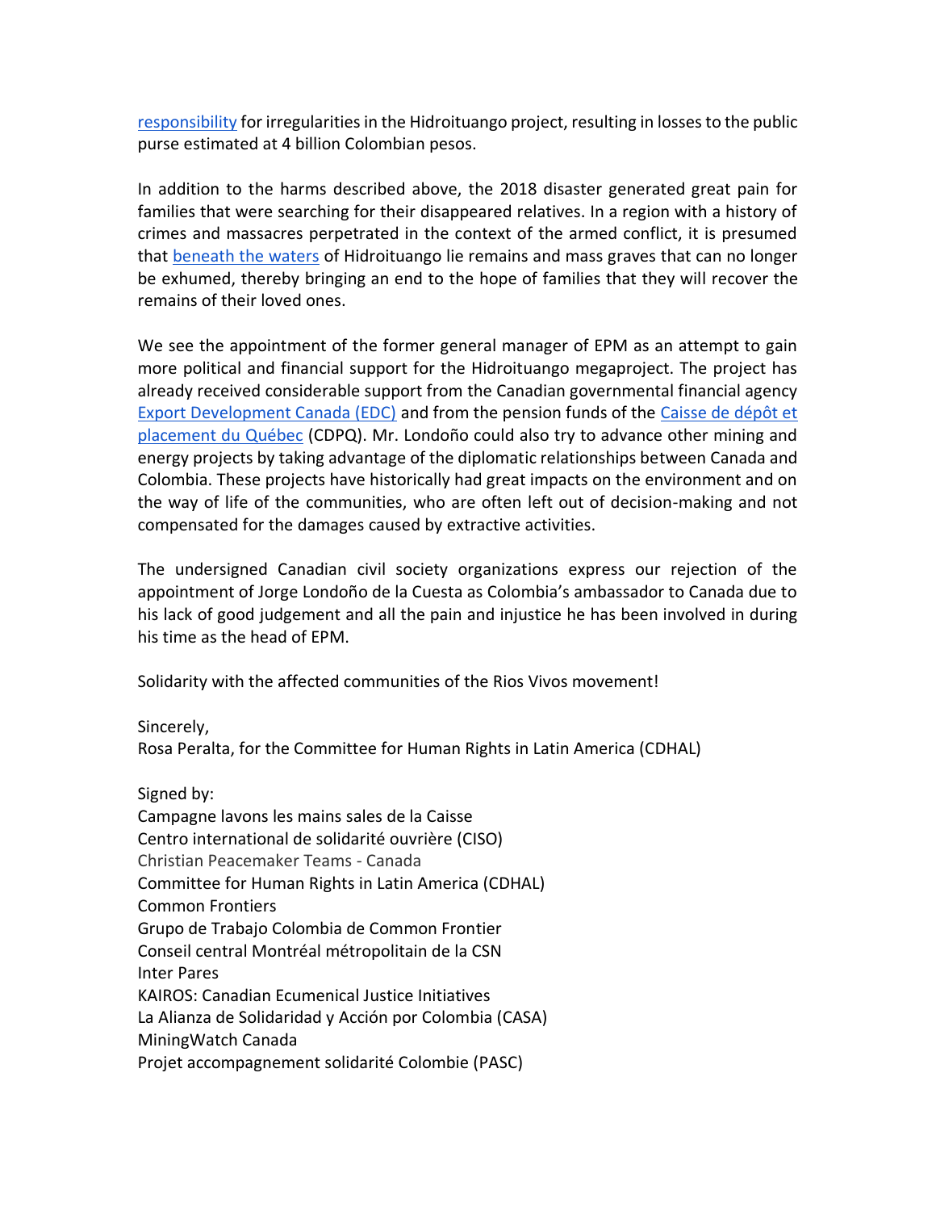[responsibility](#) for irregularities in the Hidroituango project, resulting in losses to the public purse estimated at 4 billion Colombian pesos.

In addition to the harms described above, the 2018 disaster generated great pain for families that were searching for their disappeared relatives. In a region with a history of crimes and massacres perpetrated in the context of the armed conflict, it is presumed that [beneath the waters](#) of Hidroituango lie remains and mass graves that can no longer be exhumed, thereby bringing an end to the hope of families that they will recover the remains of their loved ones.

We see the appointment of the former general manager of EPM as an attempt to gain more political and financial support for the Hidroituango megaproject. The project has already received considerable support from the Canadian governmental financial agency [Export Development Canada (EDC)](#) and from the pension funds of the [Caisse de dépôt et placement du Québec](#) (CDPQ). Mr. Londoño could also try to advance other mining and energy projects by taking advantage of the diplomatic relationships between Canada and Colombia. These projects have historically had great impacts on the environment and on the way of life of the communities, who are often left out of decision-making and not compensated for the damages caused by extractive activities.

The undersigned Canadian civil society organizations express our rejection of the appointment of Jorge Londoño de la Cuesta as Colombia's ambassador to Canada due to his lack of good judgement and all the pain and injustice he has been involved in during his time as the head of EPM.

Solidarity with the affected communities of the Rios Vivos movement!

Sincerely,
Rosa Peralta, for the Committee for Human Rights in Latin America (CDHAL)

Signed by:
Campagne lavons les mains sales de la Caisse
Centro international de solidarité ouvrière (CISO)
Christian Peacemaker Teams - Canada
Committee for Human Rights in Latin America (CDHAL)
Common Frontiers
Grupo de Trabajo Colombia de Common Frontier
Conseil central Montréal métropolitain de la CSN
Inter Pares
KAIROS: Canadian Ecumenical Justice Initiatives
La Alianza de Solidaridad y Acción por Colombia (CASA)
MiningWatch Canada
Projet accompagnement solidarité Colombie (PASC)